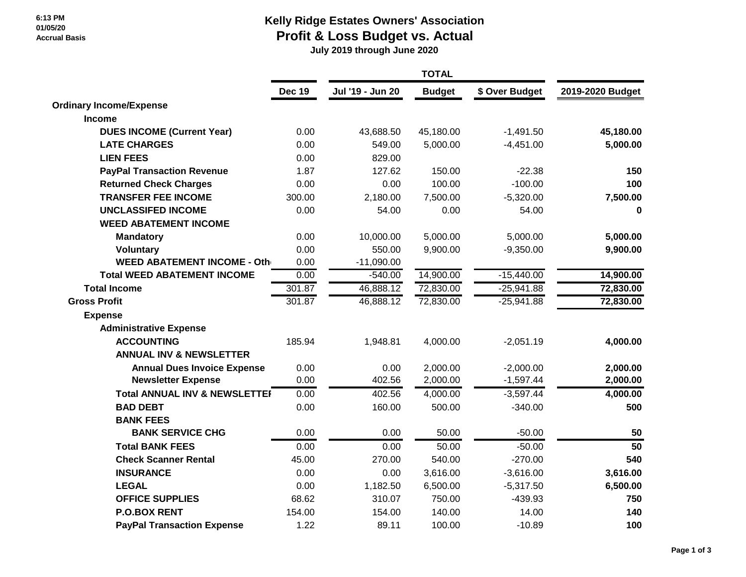6:13 PM
01/05/20
Accrual Basis

# Kelly Ridge Estates Owners' Association
## Profit & Loss Budget vs. Actual
### July 2019 through June 2020

| | Dec 19 | TOTAL Jul '19 - Jun 20 | Budget | $ Over Budget | 2019-2020 Budget |
|---|---|---|---|---|---|
| **Ordinary Income/Expense** | | | | | |
| **Income** | | | | | |
| **DUES INCOME (Current Year)** | 0.00 | 43,688.50 | 45,180.00 | -1,491.50 | **45,180.00** |
| **LATE CHARGES** | 0.00 | 549.00 | 5,000.00 | -4,451.00 | **5,000.00** |
| **LIEN FEES** | 0.00 | 829.00 | | | |
| **PayPal Transaction Revenue** | 1.87 | 127.62 | 150.00 | -22.38 | **150** |
| **Returned Check Charges** | 0.00 | 0.00 | 100.00 | -100.00 | **100** |
| **TRANSFER FEE INCOME** | 300.00 | 2,180.00 | 7,500.00 | -5,320.00 | **7,500.00** |
| **UNCLASSIFED INCOME** | 0.00 | 54.00 | 0.00 | 54.00 | **0** |
| **WEED ABATEMENT INCOME** | | | | | |
| **Mandatory** | 0.00 | 10,000.00 | 5,000.00 | 5,000.00 | **5,000.00** |
| **Voluntary** | 0.00 | 550.00 | 9,900.00 | -9,350.00 | **9,900.00** |
| **WEED ABATEMENT INCOME - Oth** | 0.00 | -11,090.00 | | | |
| **Total WEED ABATEMENT INCOME** | 0.00 | -540.00 | 14,900.00 | -15,440.00 | **14,900.00** |
| **Total Income** | 301.87 | 46,888.12 | 72,830.00 | -25,941.88 | **72,830.00** |
| **Gross Profit** | 301.87 | 46,888.12 | 72,830.00 | -25,941.88 | **72,830.00** |
| **Expense** | | | | | |
| **Administrative Expense** | | | | | |
| **ACCOUNTING** | 185.94 | 1,948.81 | 4,000.00 | -2,051.19 | **4,000.00** |
| **ANNUAL INV & NEWSLETTER** | | | | | |
| **Annual Dues Invoice Expense** | 0.00 | 0.00 | 2,000.00 | -2,000.00 | **2,000.00** |
| **Newsletter Expense** | 0.00 | 402.56 | 2,000.00 | -1,597.44 | **2,000.00** |
| **Total ANNUAL INV & NEWSLETTER** | 0.00 | 402.56 | 4,000.00 | -3,597.44 | **4,000.00** |
| **BAD DEBT** | 0.00 | 160.00 | 500.00 | -340.00 | **500** |
| **BANK FEES** | | | | | |
| **BANK SERVICE CHG** | 0.00 | 0.00 | 50.00 | -50.00 | **50** |
| **Total BANK FEES** | 0.00 | 0.00 | 50.00 | -50.00 | **50** |
| **Check Scanner Rental** | 45.00 | 270.00 | 540.00 | -270.00 | **540** |
| **INSURANCE** | 0.00 | 0.00 | 3,616.00 | -3,616.00 | **3,616.00** |
| **LEGAL** | 0.00 | 1,182.50 | 6,500.00 | -5,317.50 | **6,500.00** |
| **OFFICE SUPPLIES** | 68.62 | 310.07 | 750.00 | -439.93 | **750** |
| **P.O.BOX RENT** | 154.00 | 154.00 | 140.00 | 14.00 | **140** |
| **PayPal Transaction Expense** | 1.22 | 89.11 | 100.00 | -10.89 | **100** |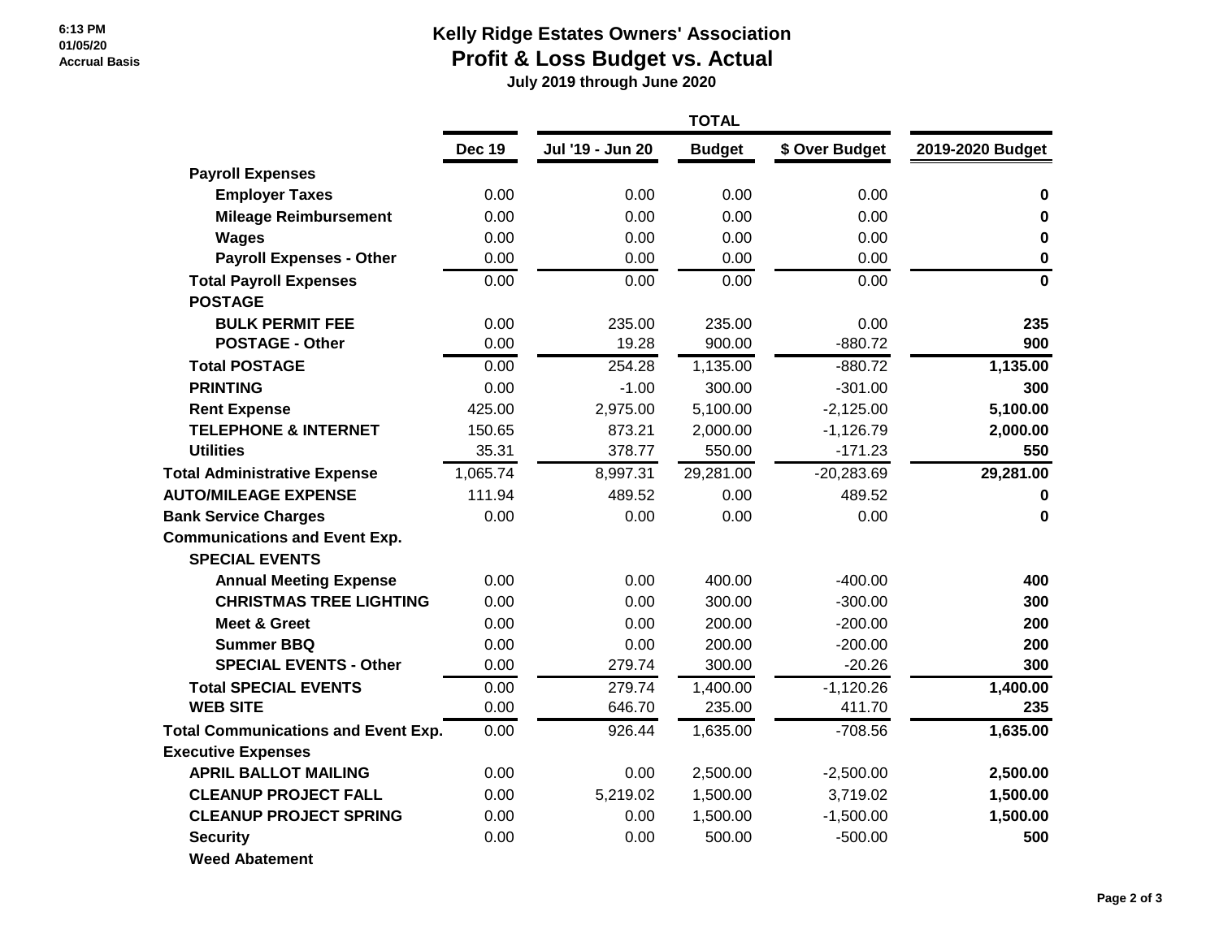# Kelly Ridge Estates Owners' Association

## Profit & Loss Budget vs. Actual

**July 2019 through June 2020**

6:13 PM
01/05/20
Accrual Basis

| | Dec 19 | Jul '19 - Jun 20 | Budget | $ Over Budget | 2019-2020 Budget |
|---|---|---|---|---|---|
| | | TOTAL | | | |
| **Payroll Expenses** | | | | | |
| **Employer Taxes** | 0.00 | 0.00 | 0.00 | 0.00 | **0** |
| **Mileage Reimbursement** | 0.00 | 0.00 | 0.00 | 0.00 | **0** |
| **Wages** | 0.00 | 0.00 | 0.00 | 0.00 | **0** |
| **Payroll Expenses - Other** | 0.00 | 0.00 | 0.00 | 0.00 | **0** |
| **Total Payroll Expenses** | 0.00 | 0.00 | 0.00 | 0.00 | **0** |
| **POSTAGE** | | | | | |
| **BULK PERMIT FEE** | 0.00 | 235.00 | 235.00 | 0.00 | **235** |
| **POSTAGE - Other** | 0.00 | 19.28 | 900.00 | -880.72 | **900** |
| **Total POSTAGE** | 0.00 | 254.28 | 1,135.00 | -880.72 | **1,135.00** |
| **PRINTING** | 0.00 | -1.00 | 300.00 | -301.00 | **300** |
| **Rent Expense** | 425.00 | 2,975.00 | 5,100.00 | -2,125.00 | **5,100.00** |
| **TELEPHONE & INTERNET** | 150.65 | 873.21 | 2,000.00 | -1,126.79 | **2,000.00** |
| **Utilities** | 35.31 | 378.77 | 550.00 | -171.23 | **550** |
| **Total Administrative Expense** | 1,065.74 | 8,997.31 | 29,281.00 | -20,283.69 | **29,281.00** |
| **AUTO/MILEAGE EXPENSE** | 111.94 | 489.52 | 0.00 | 489.52 | **0** |
| **Bank Service Charges** | 0.00 | 0.00 | 0.00 | 0.00 | **0** |
| **Communications and Event Exp.** | | | | | |
| **SPECIAL EVENTS** | | | | | |
| **Annual Meeting Expense** | 0.00 | 0.00 | 400.00 | -400.00 | **400** |
| **CHRISTMAS TREE LIGHTING** | 0.00 | 0.00 | 300.00 | -300.00 | **300** |
| **Meet & Greet** | 0.00 | 0.00 | 200.00 | -200.00 | **200** |
| **Summer BBQ** | 0.00 | 0.00 | 200.00 | -200.00 | **200** |
| **SPECIAL EVENTS - Other** | 0.00 | 279.74 | 300.00 | -20.26 | **300** |
| **Total SPECIAL EVENTS** | 0.00 | 279.74 | 1,400.00 | -1,120.26 | **1,400.00** |
| **WEB SITE** | 0.00 | 646.70 | 235.00 | 411.70 | **235** |
| **Total Communications and Event Exp.** | 0.00 | 926.44 | 1,635.00 | -708.56 | **1,635.00** |
| **Executive Expenses** | | | | | |
| **APRIL BALLOT MAILING** | 0.00 | 0.00 | 2,500.00 | -2,500.00 | **2,500.00** |
| **CLEANUP PROJECT FALL** | 0.00 | 5,219.02 | 1,500.00 | 3,719.02 | **1,500.00** |
| **CLEANUP PROJECT SPRING** | 0.00 | 0.00 | 1,500.00 | -1,500.00 | **1,500.00** |
| **Security** | 0.00 | 0.00 | 500.00 | -500.00 | **500** |
| **Weed Abatement** | | | | | |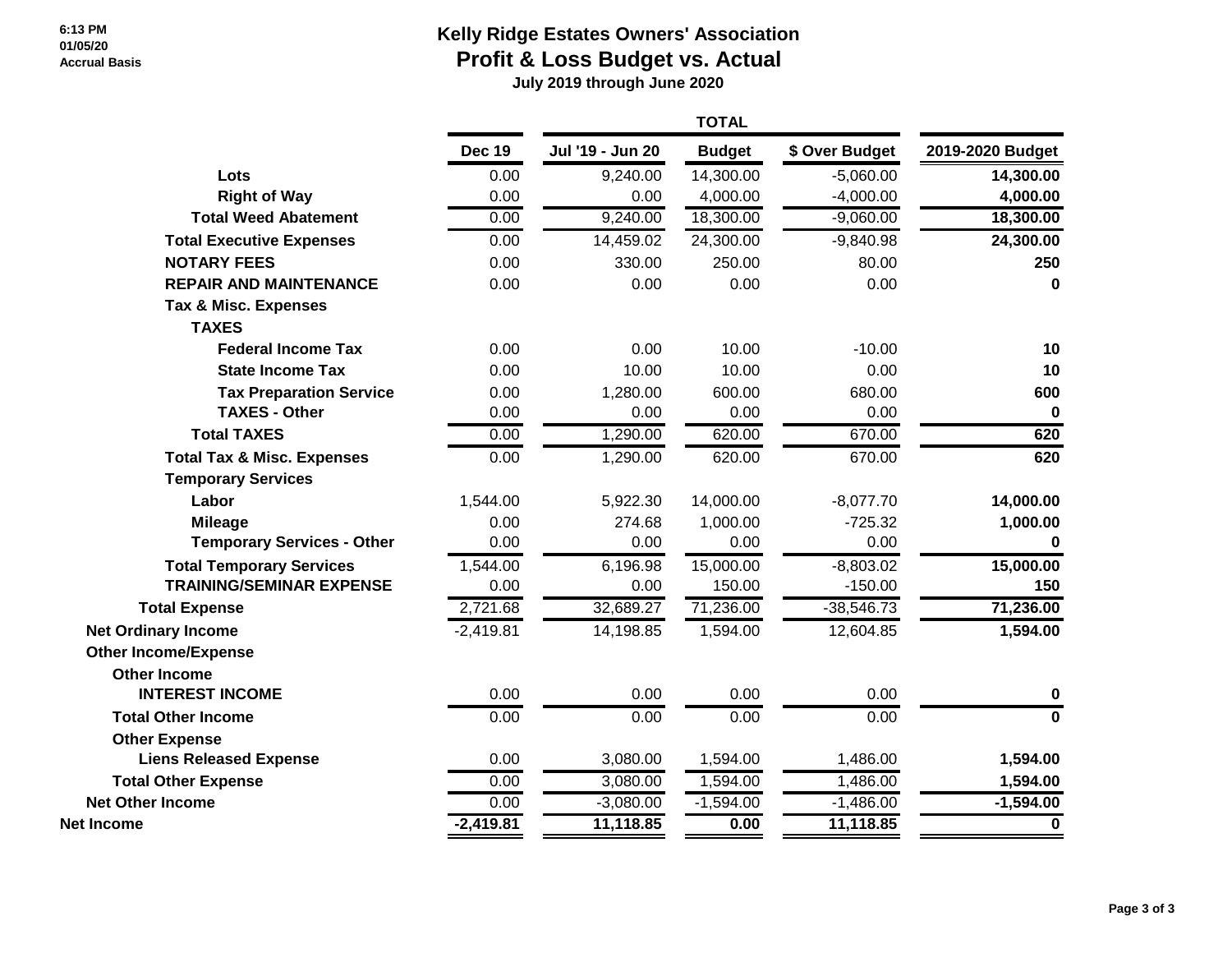6:13 PM
01/05/20
Accrual Basis

# Kelly Ridge Estates Owners' Association
## Profit & Loss Budget vs. Actual
### July 2019 through June 2020

| | Dec 19 | Jul '19 - Jun 20 | Budget | $ Over Budget | 2019-2020 Budget |
|---|---|---|---|---|---|
| | | TOTAL | | | |
| Lots | 0.00 | 9,240.00 | 14,300.00 | -5,060.00 | 14,300.00 |
| Right of Way | 0.00 | 0.00 | 4,000.00 | -4,000.00 | 4,000.00 |
| Total Weed Abatement | 0.00 | 9,240.00 | 18,300.00 | -9,060.00 | 18,300.00 |
| Total Executive Expenses | 0.00 | 14,459.02 | 24,300.00 | -9,840.98 | 24,300.00 |
| NOTARY FEES | 0.00 | 330.00 | 250.00 | 80.00 | 250 |
| REPAIR AND MAINTENANCE | 0.00 | 0.00 | 0.00 | 0.00 | 0 |
| Tax & Misc. Expenses | | | | | |
| TAXES | | | | | |
| Federal Income Tax | 0.00 | 0.00 | 10.00 | -10.00 | 10 |
| State Income Tax | 0.00 | 10.00 | 10.00 | 0.00 | 10 |
| Tax Preparation Service | 0.00 | 1,280.00 | 600.00 | 680.00 | 600 |
| TAXES - Other | 0.00 | 0.00 | 0.00 | 0.00 | 0 |
| Total TAXES | 0.00 | 1,290.00 | 620.00 | 670.00 | 620 |
| Total Tax & Misc. Expenses | 0.00 | 1,290.00 | 620.00 | 670.00 | 620 |
| Temporary Services | | | | | |
| Labor | 1,544.00 | 5,922.30 | 14,000.00 | -8,077.70 | 14,000.00 |
| Mileage | 0.00 | 274.68 | 1,000.00 | -725.32 | 1,000.00 |
| Temporary Services - Other | 0.00 | 0.00 | 0.00 | 0.00 | 0 |
| Total Temporary Services | 1,544.00 | 6,196.98 | 15,000.00 | -8,803.02 | 15,000.00 |
| TRAINING/SEMINAR EXPENSE | 0.00 | 0.00 | 150.00 | -150.00 | 150 |
| Total Expense | 2,721.68 | 32,689.27 | 71,236.00 | -38,546.73 | 71,236.00 |
| Net Ordinary Income | -2,419.81 | 14,198.85 | 1,594.00 | 12,604.85 | 1,594.00 |
| Other Income/Expense | | | | | |
| Other Income | | | | | |
| INTEREST INCOME | 0.00 | 0.00 | 0.00 | 0.00 | 0 |
| Total Other Income | 0.00 | 0.00 | 0.00 | 0.00 | 0 |
| Other Expense | | | | | |
| Liens Released Expense | 0.00 | 3,080.00 | 1,594.00 | 1,486.00 | 1,594.00 |
| Total Other Expense | 0.00 | 3,080.00 | 1,594.00 | 1,486.00 | 1,594.00 |
| Net Other Income | 0.00 | -3,080.00 | -1,594.00 | -1,486.00 | -1,594.00 |
| Net Income | -2,419.81 | 11,118.85 | 0.00 | 11,118.85 | 0 |